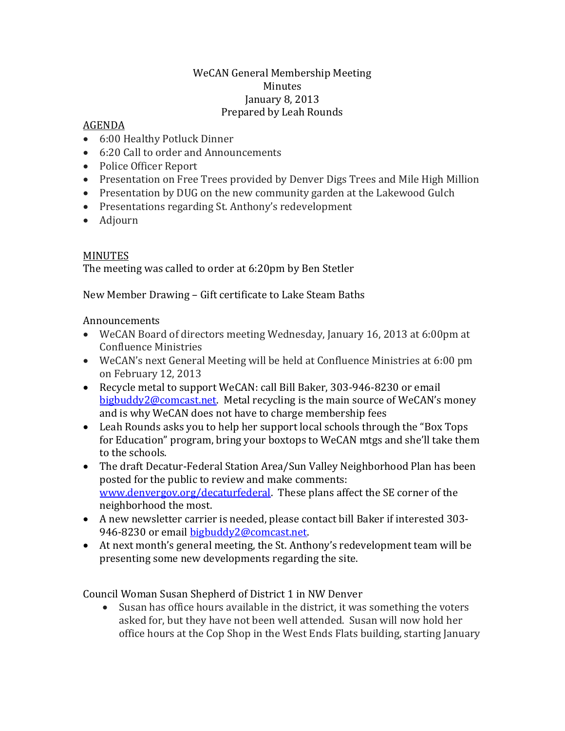WeCAN General Membership Meeting
Minutes
January 8, 2013
Prepared by Leah Rounds

AGENDA

- 6:00 Healthy Potluck Dinner
- 6:20 Call to order and Announcements
- Police Officer Report
- Presentation on Free Trees provided by Denver Digs Trees and Mile High Million
- Presentation by DUG on the new community garden at the Lakewood Gulch
- Presentations regarding St. Anthony's redevelopment
- Adjourn

MINUTES

The meeting was called to order at 6:20pm by Ben Stetler

New Member Drawing – Gift certificate to Lake Steam Baths

Announcements

- WeCAN Board of directors meeting Wednesday, January 16, 2013 at 6:00pm at Confluence Ministries
- WeCAN's next General Meeting will be held at Confluence Ministries at 6:00 pm on February 12, 2013
- Recycle metal to support WeCAN: call Bill Baker, 303-946-8230 or email bigbuddy2@comcast.net. Metal recycling is the main source of WeCAN's money and is why WeCAN does not have to charge membership fees
- Leah Rounds asks you to help her support local schools through the "Box Tops for Education" program, bring your boxtops to WeCAN mtgs and she'll take them to the schools.
- The draft Decatur-Federal Station Area/Sun Valley Neighborhood Plan has been posted for the public to review and make comments: www.denvergov.org/decaturfederal. These plans affect the SE corner of the neighborhood the most.
- A new newsletter carrier is needed, please contact bill Baker if interested 303-946-8230 or email bigbuddy2@comcast.net.
- At next month's general meeting, the St. Anthony's redevelopment team will be presenting some new developments regarding the site.

Council Woman Susan Shepherd of District 1 in NW Denver

- Susan has office hours available in the district, it was something the voters asked for, but they have not been well attended. Susan will now hold her office hours at the Cop Shop in the West Ends Flats building, starting January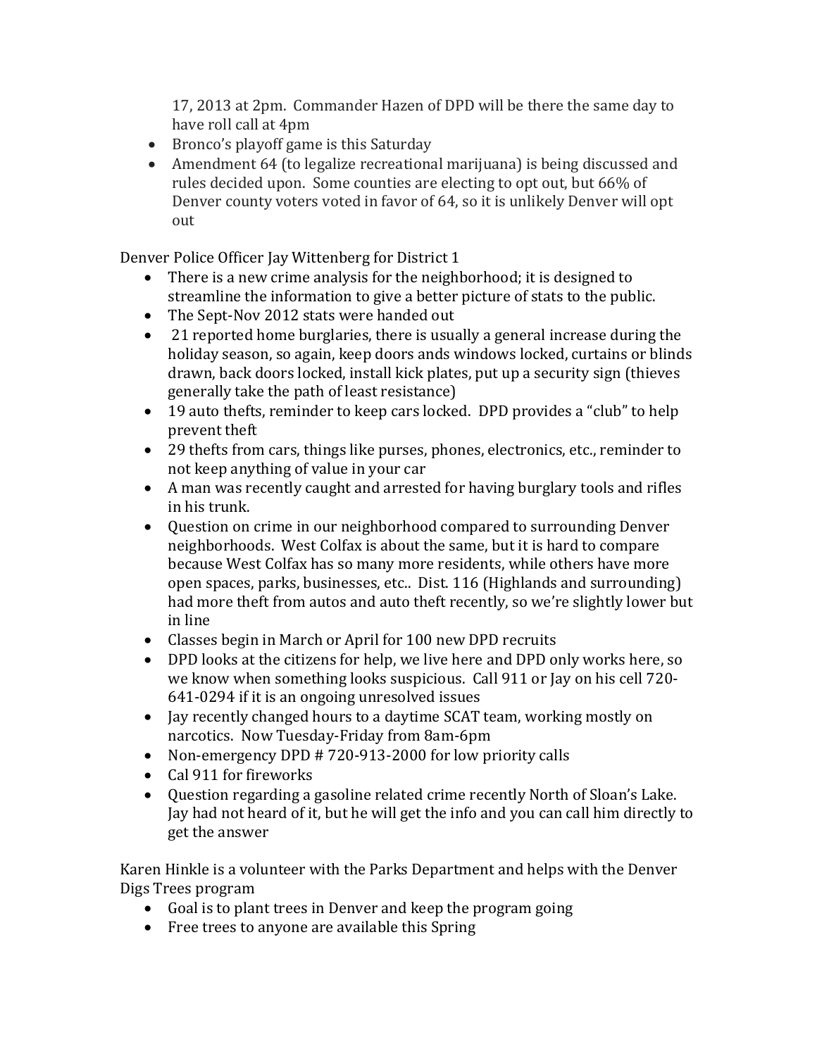17, 2013 at 2pm. Commander Hazen of DPD will be there the same day to have roll call at 4pm

- Bronco's playoff game is this Saturday
- Amendment 64 (to legalize recreational marijuana) is being discussed and rules decided upon. Some counties are electing to opt out, but 66% of Denver county voters voted in favor of 64, so it is unlikely Denver will opt out

Denver Police Officer Jay Wittenberg for District 1

- There is a new crime analysis for the neighborhood; it is designed to streamline the information to give a better picture of stats to the public.
- The Sept-Nov 2012 stats were handed out
- 21 reported home burglaries, there is usually a general increase during the holiday season, so again, keep doors ands windows locked, curtains or blinds drawn, back doors locked, install kick plates, put up a security sign (thieves generally take the path of least resistance)
- 19 auto thefts, reminder to keep cars locked. DPD provides a "club" to help prevent theft
- 29 thefts from cars, things like purses, phones, electronics, etc., reminder to not keep anything of value in your car
- A man was recently caught and arrested for having burglary tools and rifles in his trunk.
- Question on crime in our neighborhood compared to surrounding Denver neighborhoods. West Colfax is about the same, but it is hard to compare because West Colfax has so many more residents, while others have more open spaces, parks, businesses, etc.. Dist. 116 (Highlands and surrounding) had more theft from autos and auto theft recently, so we're slightly lower but in line
- Classes begin in March or April for 100 new DPD recruits
- DPD looks at the citizens for help, we live here and DPD only works here, so we know when something looks suspicious. Call 911 or Jay on his cell 720-641-0294 if it is an ongoing unresolved issues
- Jay recently changed hours to a daytime SCAT team, working mostly on narcotics. Now Tuesday-Friday from 8am-6pm
- Non-emergency DPD # 720-913-2000 for low priority calls
- Cal 911 for fireworks
- Question regarding a gasoline related crime recently North of Sloan's Lake. Jay had not heard of it, but he will get the info and you can call him directly to get the answer

Karen Hinkle is a volunteer with the Parks Department and helps with the Denver Digs Trees program

- Goal is to plant trees in Denver and keep the program going
- Free trees to anyone are available this Spring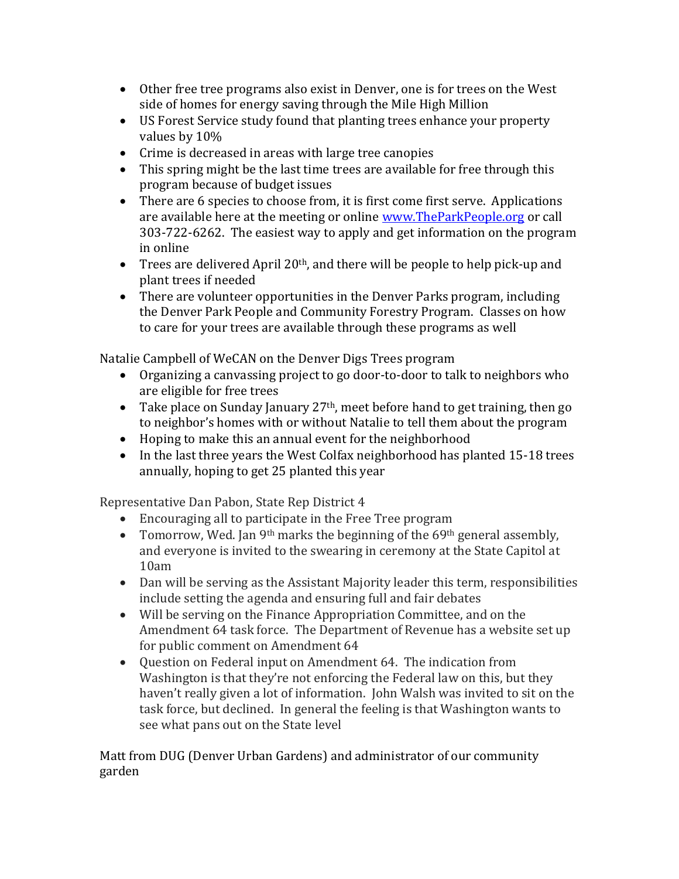- Other free tree programs also exist in Denver, one is for trees on the West side of homes for energy saving through the Mile High Million
- US Forest Service study found that planting trees enhance your property values by 10%
- Crime is decreased in areas with large tree canopies
- This spring might be the last time trees are available for free through this program because of budget issues
- There are 6 species to choose from, it is first come first serve. Applications are available here at the meeting or online [www.TheParkPeople.org](http://www.TheParkPeople.org) or call 303-722-6262. The easiest way to apply and get information on the program in online
- Trees are delivered April 20th, and there will be people to help pick-up and plant trees if needed
- There are volunteer opportunities in the Denver Parks program, including the Denver Park People and Community Forestry Program. Classes on how to care for your trees are available through these programs as well

Natalie Campbell of WeCAN on the Denver Digs Trees program

- Organizing a canvassing project to go door-to-door to talk to neighbors who are eligible for free trees
- Take place on Sunday January 27th, meet before hand to get training, then go to neighbor's homes with or without Natalie to tell them about the program
- Hoping to make this an annual event for the neighborhood
- In the last three years the West Colfax neighborhood has planted 15-18 trees annually, hoping to get 25 planted this year

Representative Dan Pabon, State Rep District 4

- Encouraging all to participate in the Free Tree program
- Tomorrow, Wed. Jan 9th marks the beginning of the 69th general assembly, and everyone is invited to the swearing in ceremony at the State Capitol at 10am
- Dan will be serving as the Assistant Majority leader this term, responsibilities include setting the agenda and ensuring full and fair debates
- Will be serving on the Finance Appropriation Committee, and on the Amendment 64 task force. The Department of Revenue has a website set up for public comment on Amendment 64
- Question on Federal input on Amendment 64. The indication from Washington is that they're not enforcing the Federal law on this, but they haven't really given a lot of information. John Walsh was invited to sit on the task force, but declined. In general the feeling is that Washington wants to see what pans out on the State level

Matt from DUG (Denver Urban Gardens) and administrator of our community garden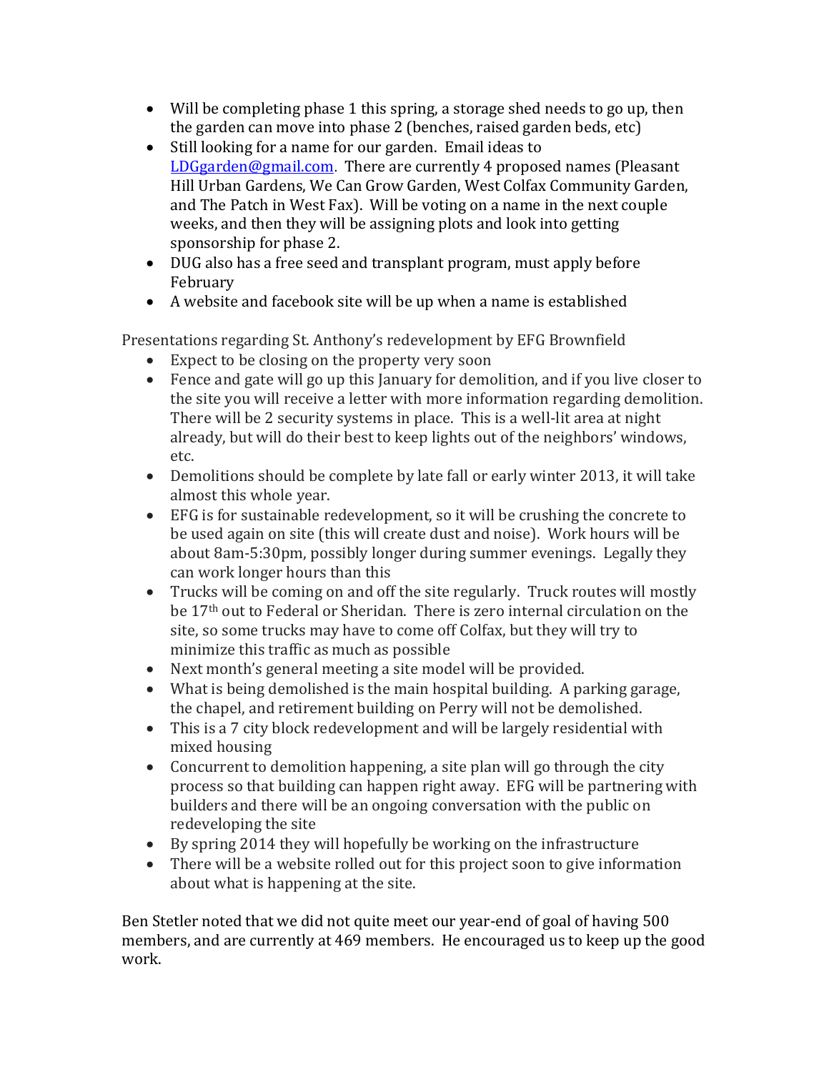- Will be completing phase 1 this spring, a storage shed needs to go up, then the garden can move into phase 2 (benches, raised garden beds, etc)
- Still looking for a name for our garden. Email ideas to LDGgarden@gmail.com. There are currently 4 proposed names (Pleasant Hill Urban Gardens, We Can Grow Garden, West Colfax Community Garden, and The Patch in West Fax). Will be voting on a name in the next couple weeks, and then they will be assigning plots and look into getting sponsorship for phase 2.
- DUG also has a free seed and transplant program, must apply before February
- A website and facebook site will be up when a name is established

Presentations regarding St. Anthony's redevelopment by EFG Brownfield

- Expect to be closing on the property very soon
- Fence and gate will go up this January for demolition, and if you live closer to the site you will receive a letter with more information regarding demolition. There will be 2 security systems in place. This is a well-lit area at night already, but will do their best to keep lights out of the neighbors' windows, etc.
- Demolitions should be complete by late fall or early winter 2013, it will take almost this whole year.
- EFG is for sustainable redevelopment, so it will be crushing the concrete to be used again on site (this will create dust and noise). Work hours will be about 8am-5:30pm, possibly longer during summer evenings. Legally they can work longer hours than this
- Trucks will be coming on and off the site regularly. Truck routes will mostly be 17th out to Federal or Sheridan. There is zero internal circulation on the site, so some trucks may have to come off Colfax, but they will try to minimize this traffic as much as possible
- Next month's general meeting a site model will be provided.
- What is being demolished is the main hospital building. A parking garage, the chapel, and retirement building on Perry will not be demolished.
- This is a 7 city block redevelopment and will be largely residential with mixed housing
- Concurrent to demolition happening, a site plan will go through the city process so that building can happen right away. EFG will be partnering with builders and there will be an ongoing conversation with the public on redeveloping the site
- By spring 2014 they will hopefully be working on the infrastructure
- There will be a website rolled out for this project soon to give information about what is happening at the site.

Ben Stetler noted that we did not quite meet our year-end of goal of having 500 members, and are currently at 469 members. He encouraged us to keep up the good work.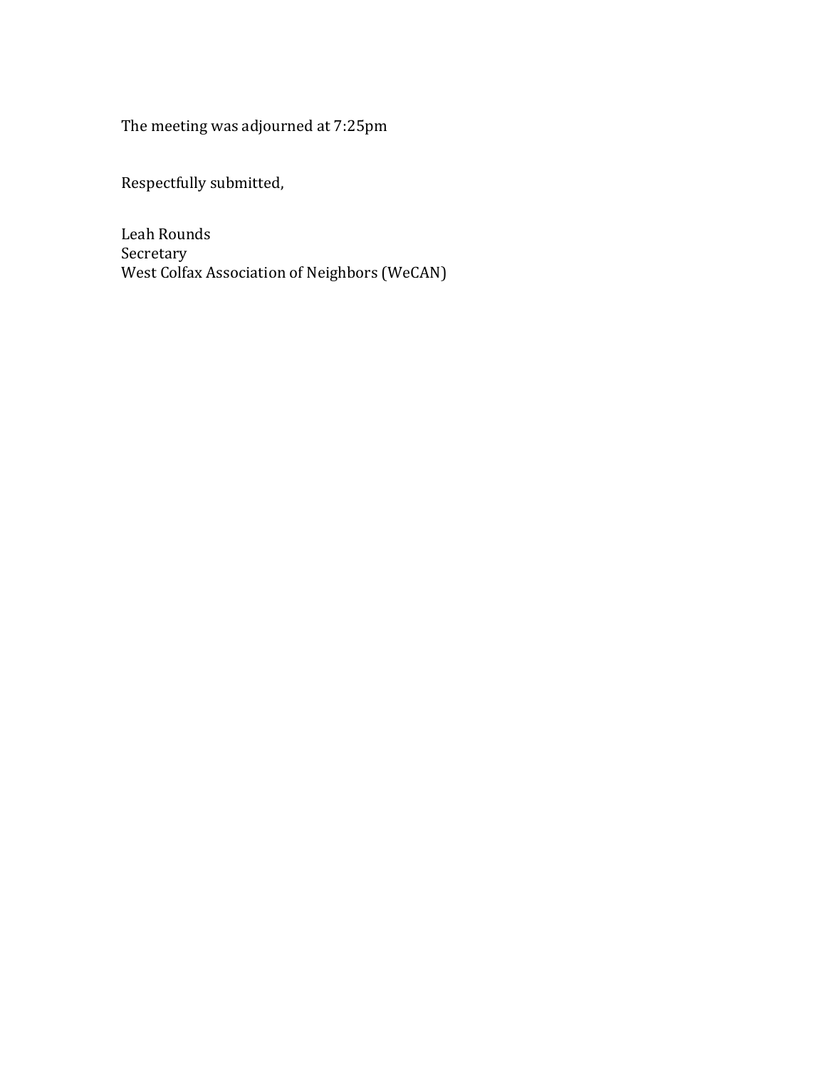The meeting was adjourned at 7:25pm

Respectfully submitted,

Leah Rounds
Secretary
West Colfax Association of Neighbors (WeCAN)